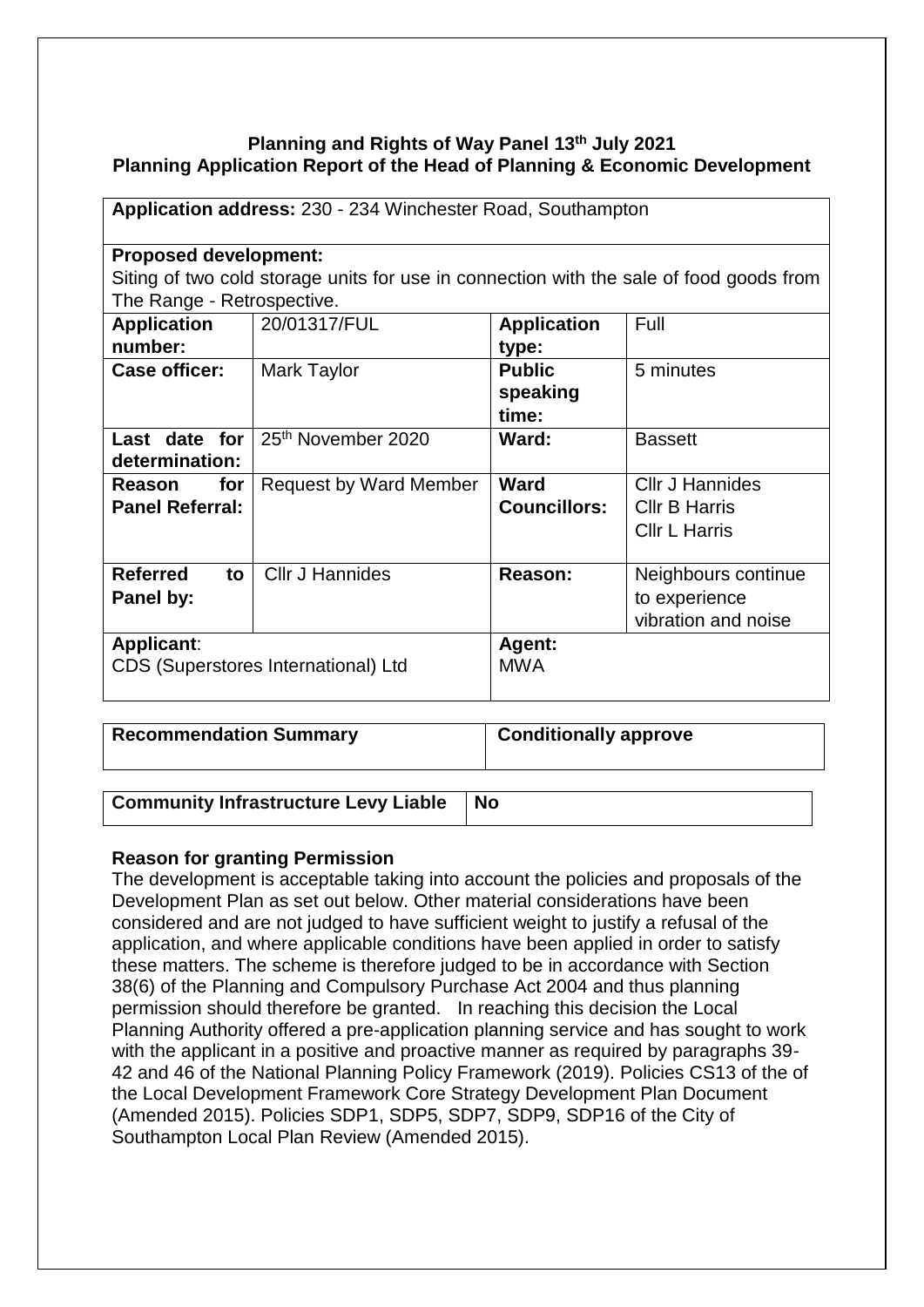**Planning and Rights of Way Panel 13th July 2021**
**Planning Application Report of the Head of Planning & Economic Development**

| **Application address:** 230 - 234 Winchester Road, Southampton | | | |
|---|---|---|---|
| **Proposed development:** Siting of two cold storage units for use in connection with the sale of food goods from The Range - Retrospective. | | | |
| **Application number:** | 20/01317/FUL | **Application type:** | Full |
| **Case officer:** | Mark Taylor | **Public speaking time:** | 5 minutes |
| **Last date for determination:** | 25th November 2020 | **Ward:** | Bassett |
| **Reason for Panel Referral:** | Request by Ward Member | **Ward Councillors:** | Cllr J Hannides<br>Cllr B Harris<br>Cllr L Harris |
| **Referred to Panel by:** | Cllr J Hannides | **Reason:** | Neighbours continue to experience vibration and noise |
| **Applicant**: CDS (Superstores International) Ltd | | **Agent:** MWA | |

| **Recommendation Summary** | **Conditionally approve** |
|---|---|

| **Community Infrastructure Levy Liable** | **No** |
|---|---|

**Reason for granting Permission**

The development is acceptable taking into account the policies and proposals of the Development Plan as set out below. Other material considerations have been considered and are not judged to have sufficient weight to justify a refusal of the application, and where applicable conditions have been applied in order to satisfy these matters. The scheme is therefore judged to be in accordance with Section 38(6) of the Planning and Compulsory Purchase Act 2004 and thus planning permission should therefore be granted. In reaching this decision the Local Planning Authority offered a pre-application planning service and has sought to work with the applicant in a positive and proactive manner as required by paragraphs 39-42 and 46 of the National Planning Policy Framework (2019). Policies CS13 of the of the Local Development Framework Core Strategy Development Plan Document (Amended 2015). Policies SDP1, SDP5, SDP7, SDP9, SDP16 of the City of Southampton Local Plan Review (Amended 2015).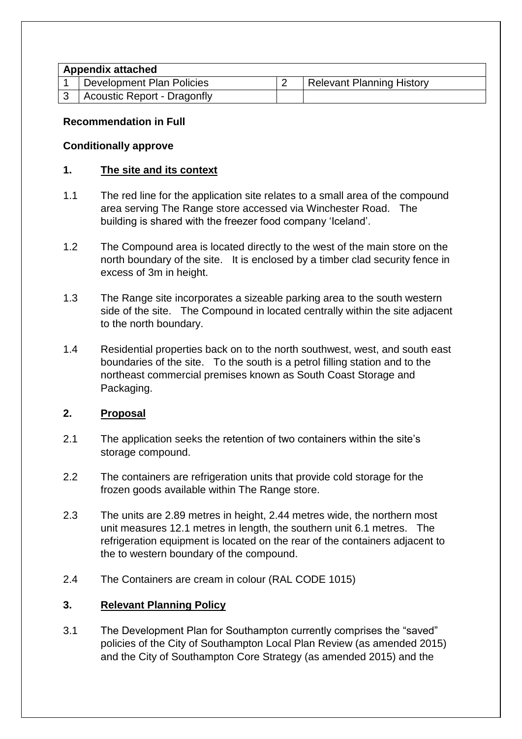| Appendix attached | | | |
|---|---|---|---|
| 1 | Development Plan Policies | 2 | Relevant Planning History |
| 3 | Acoustic Report - Dragonfly | | |

**Recommendation in Full**

**Conditionally approve**

## 1. The site and its context

1.1 The red line for the application site relates to a small area of the compound area serving The Range store accessed via Winchester Road. The building is shared with the freezer food company 'Iceland'.

1.2 The Compound area is located directly to the west of the main store on the north boundary of the site. It is enclosed by a timber clad security fence in excess of 3m in height.

1.3 The Range site incorporates a sizeable parking area to the south western side of the site. The Compound in located centrally within the site adjacent to the north boundary.

1.4 Residential properties back on to the north southwest, west, and south east boundaries of the site. To the south is a petrol filling station and to the northeast commercial premises known as South Coast Storage and Packaging.

## 2. Proposal

2.1 The application seeks the retention of two containers within the site's storage compound.

2.2 The containers are refrigeration units that provide cold storage for the frozen goods available within The Range store.

2.3 The units are 2.89 metres in height, 2.44 metres wide, the northern most unit measures 12.1 metres in length, the southern unit 6.1 metres. The refrigeration equipment is located on the rear of the containers adjacent to the to western boundary of the compound.

2.4 The Containers are cream in colour (RAL CODE 1015)

## 3. Relevant Planning Policy

3.1 The Development Plan for Southampton currently comprises the "saved" policies of the City of Southampton Local Plan Review (as amended 2015) and the City of Southampton Core Strategy (as amended 2015) and the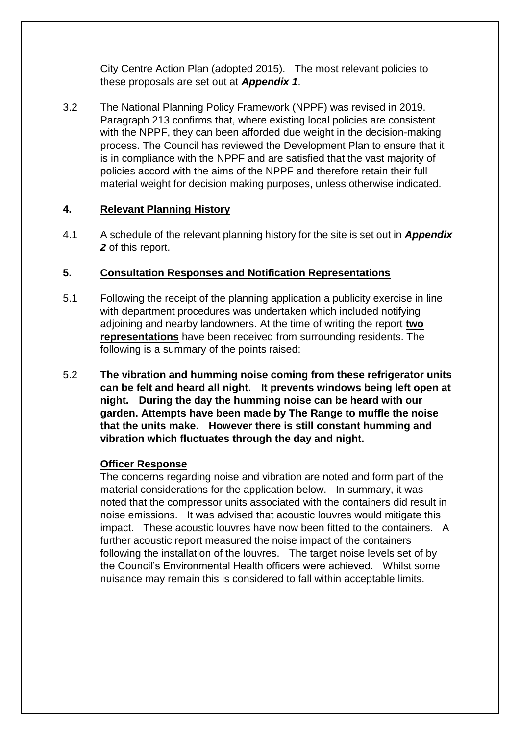City Centre Action Plan (adopted 2015). The most relevant policies to these proposals are set out at ***Appendix 1***.

3.2 The National Planning Policy Framework (NPPF) was revised in 2019. Paragraph 213 confirms that, where existing local policies are consistent with the NPPF, they can been afforded due weight in the decision-making process. The Council has reviewed the Development Plan to ensure that it is in compliance with the NPPF and are satisfied that the vast majority of policies accord with the aims of the NPPF and therefore retain their full material weight for decision making purposes, unless otherwise indicated.

## 4. Relevant Planning History

4.1 A schedule of the relevant planning history for the site is set out in ***Appendix 2*** of this report.

## 5. Consultation Responses and Notification Representations

5.1 Following the receipt of the planning application a publicity exercise in line with department procedures was undertaken which included notifying adjoining and nearby landowners. At the time of writing the report **two representations** have been received from surrounding residents. The following is a summary of the points raised:

5.2 **The vibration and humming noise coming from these refrigerator units can be felt and heard all night. It prevents windows being left open at night. During the day the humming noise can be heard with our garden. Attempts have been made by The Range to muffle the noise that the units make. However there is still constant humming and vibration which fluctuates through the day and night.**

**Officer Response**

The concerns regarding noise and vibration are noted and form part of the material considerations for the application below. In summary, it was noted that the compressor units associated with the containers did result in noise emissions. It was advised that acoustic louvres would mitigate this impact. These acoustic louvres have now been fitted to the containers. A further acoustic report measured the noise impact of the containers following the installation of the louvres. The target noise levels set of by the Council's Environmental Health officers were achieved. Whilst some nuisance may remain this is considered to fall within acceptable limits.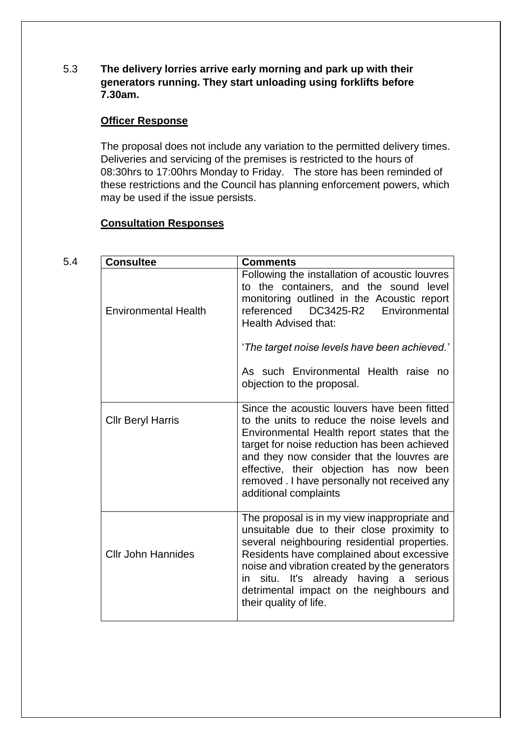5.3 **The delivery lorries arrive early morning and park up with their generators running. They start unloading using forklifts before 7.30am.**

**Officer Response**

The proposal does not include any variation to the permitted delivery times. Deliveries and servicing of the premises is restricted to the hours of 08:30hrs to 17:00hrs Monday to Friday. The store has been reminded of these restrictions and the Council has planning enforcement powers, which may be used if the issue persists.

**Consultation Responses**

5.4

| **Consultee** | **Comments** |
| --- | --- |
| Environmental Health | Following the installation of acoustic louvres to the containers, and the sound level monitoring outlined in the Acoustic report referenced DC3425-R2 Environmental Health Advised that:<br><br>'*The target noise levels have been achieved.'*<br><br>As such Environmental Health raise no objection to the proposal. |
| Cllr Beryl Harris | Since the acoustic louvers have been fitted to the units to reduce the noise levels and Environmental Health report states that the target for noise reduction has been achieved and they now consider that the louvres are effective, their objection has now been removed . I have personally not received any additional complaints |
| Cllr John Hannides | The proposal is in my view inappropriate and unsuitable due to their close proximity to several neighbouring residential properties. Residents have complained about excessive noise and vibration created by the generators in situ. It's already having a serious detrimental impact on the neighbours and their quality of life. |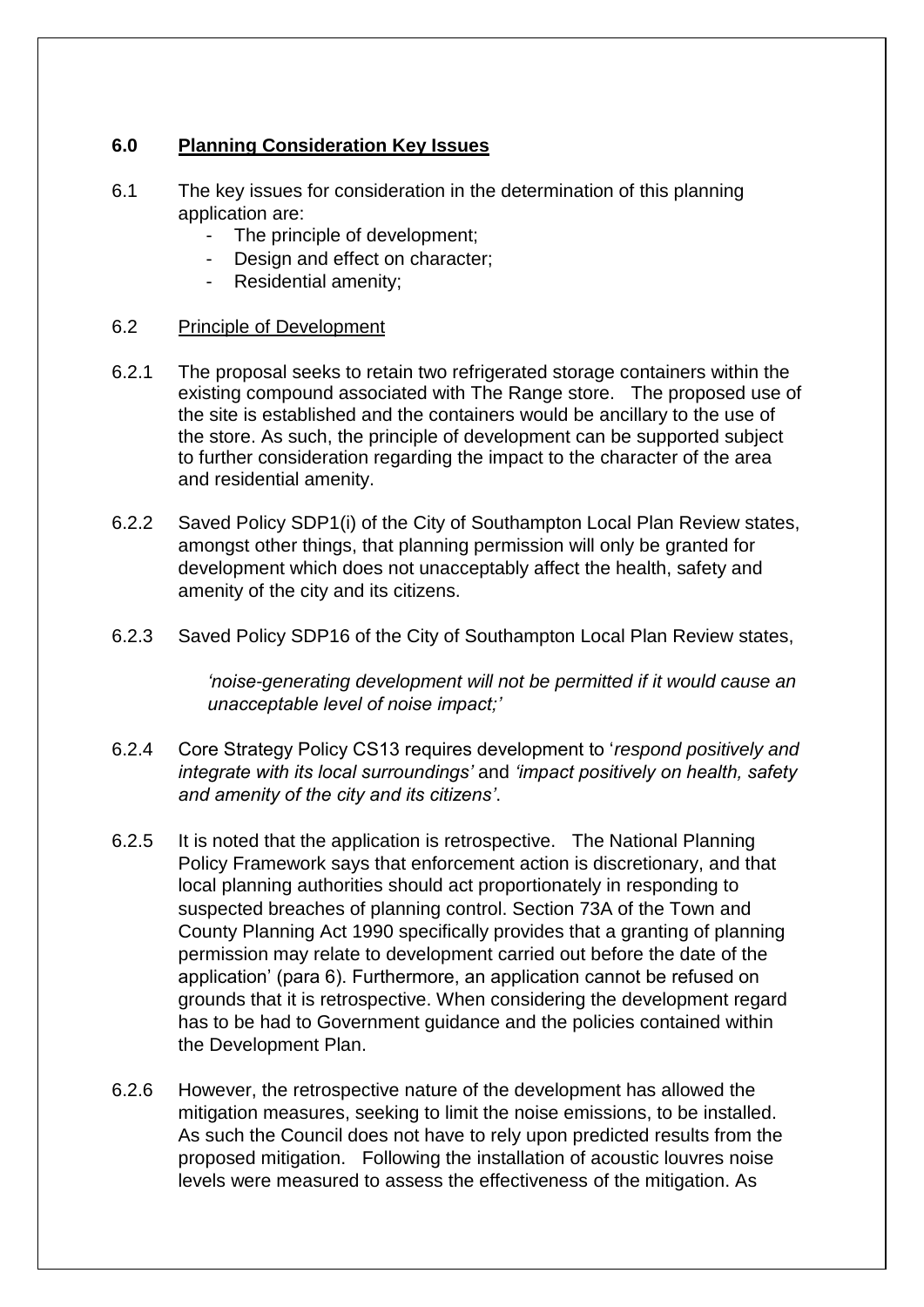## 6.0 Planning Consideration Key Issues

6.1 The key issues for consideration in the determination of this planning application are:

- The principle of development;
- Design and effect on character;
- Residential amenity;

6.2 Principle of Development

6.2.1 The proposal seeks to retain two refrigerated storage containers within the existing compound associated with The Range store. The proposed use of the site is established and the containers would be ancillary to the use of the store. As such, the principle of development can be supported subject to further consideration regarding the impact to the character of the area and residential amenity.

6.2.2 Saved Policy SDP1(i) of the City of Southampton Local Plan Review states, amongst other things, that planning permission will only be granted for development which does not unacceptably affect the health, safety and amenity of the city and its citizens.

6.2.3 Saved Policy SDP16 of the City of Southampton Local Plan Review states,

> *'noise-generating development will not be permitted if it would cause an unacceptable level of noise impact;'*

6.2.4 Core Strategy Policy CS13 requires development to '*respond positively and integrate with its local surroundings'* and *'impact positively on health, safety and amenity of the city and its citizens'*.

6.2.5 It is noted that the application is retrospective. The National Planning Policy Framework says that enforcement action is discretionary, and that local planning authorities should act proportionately in responding to suspected breaches of planning control. Section 73A of the Town and County Planning Act 1990 specifically provides that a granting of planning permission may relate to development carried out before the date of the application' (para 6). Furthermore, an application cannot be refused on grounds that it is retrospective. When considering the development regard has to be had to Government guidance and the policies contained within the Development Plan.

6.2.6 However, the retrospective nature of the development has allowed the mitigation measures, seeking to limit the noise emissions, to be installed. As such the Council does not have to rely upon predicted results from the proposed mitigation. Following the installation of acoustic louvres noise levels were measured to assess the effectiveness of the mitigation. As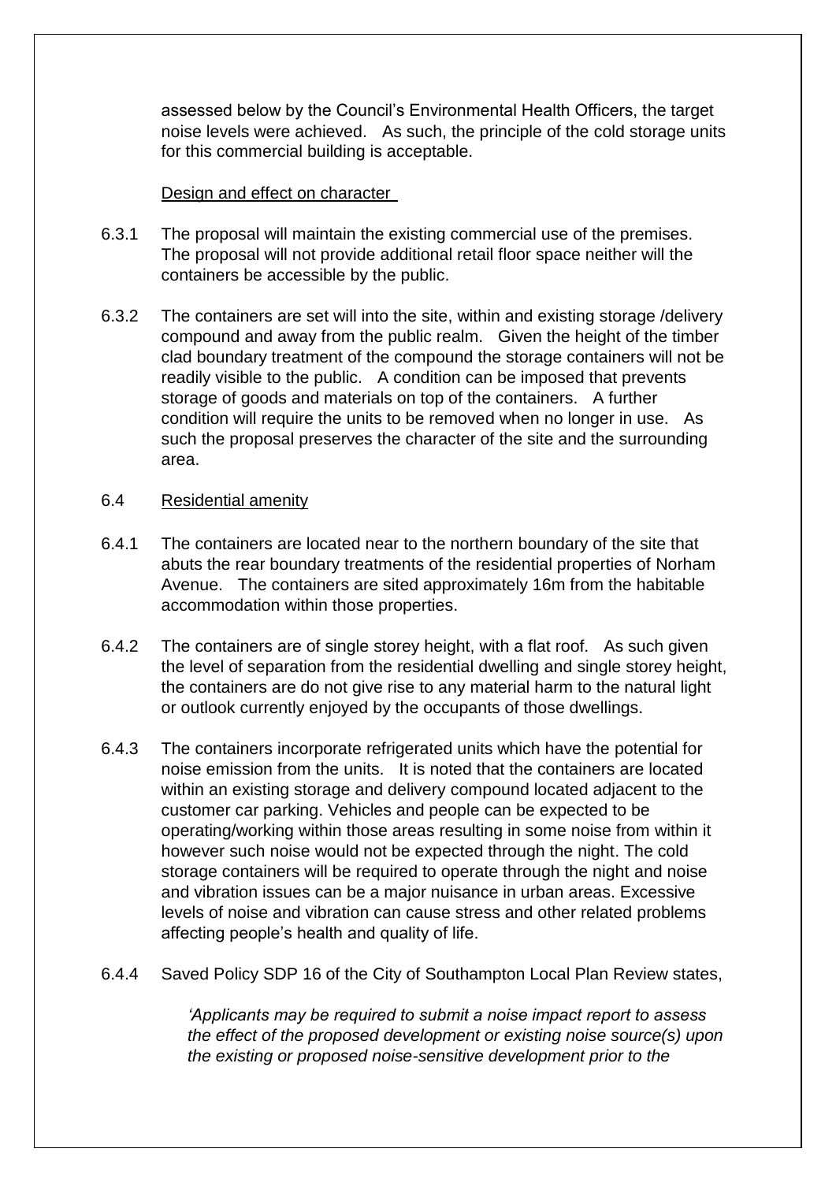assessed below by the Council's Environmental Health Officers, the target noise levels were achieved. As such, the principle of the cold storage units for this commercial building is acceptable.

Design and effect on character

6.3.1 The proposal will maintain the existing commercial use of the premises. The proposal will not provide additional retail floor space neither will the containers be accessible by the public.

6.3.2 The containers are set will into the site, within and existing storage /delivery compound and away from the public realm. Given the height of the timber clad boundary treatment of the compound the storage containers will not be readily visible to the public. A condition can be imposed that prevents storage of goods and materials on top of the containers. A further condition will require the units to be removed when no longer in use. As such the proposal preserves the character of the site and the surrounding area.

6.4 Residential amenity

6.4.1 The containers are located near to the northern boundary of the site that abuts the rear boundary treatments of the residential properties of Norham Avenue. The containers are sited approximately 16m from the habitable accommodation within those properties.

6.4.2 The containers are of single storey height, with a flat roof. As such given the level of separation from the residential dwelling and single storey height, the containers are do not give rise to any material harm to the natural light or outlook currently enjoyed by the occupants of those dwellings.

6.4.3 The containers incorporate refrigerated units which have the potential for noise emission from the units. It is noted that the containers are located within an existing storage and delivery compound located adjacent to the customer car parking. Vehicles and people can be expected to be operating/working within those areas resulting in some noise from within it however such noise would not be expected through the night. The cold storage containers will be required to operate through the night and noise and vibration issues can be a major nuisance in urban areas. Excessive levels of noise and vibration can cause stress and other related problems affecting people's health and quality of life.

6.4.4 Saved Policy SDP 16 of the City of Southampton Local Plan Review states,

> *'Applicants may be required to submit a noise impact report to assess the effect of the proposed development or existing noise source(s) upon the existing or proposed noise-sensitive development prior to the*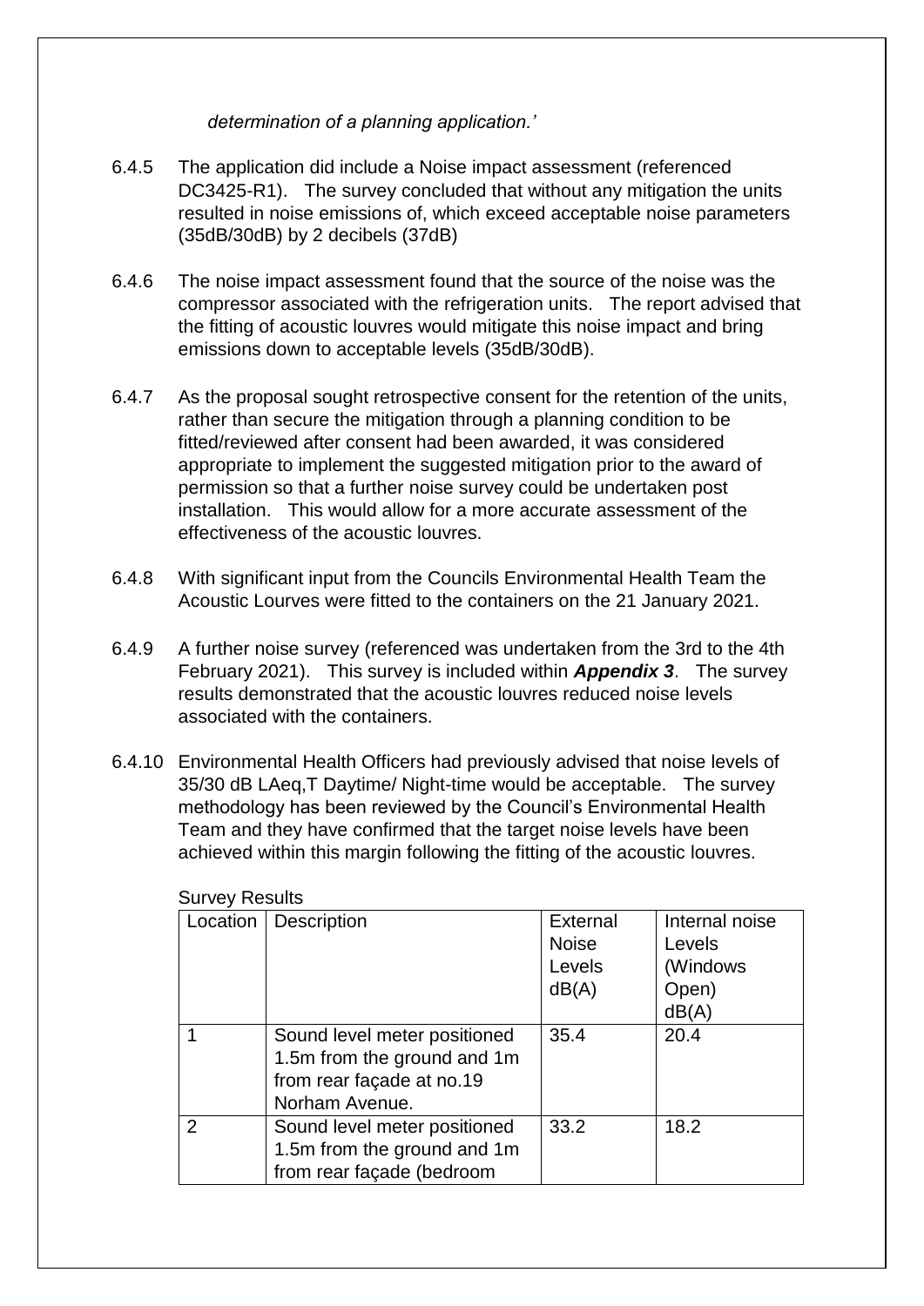*determination of a planning application.'*

6.4.5 The application did include a Noise impact assessment (referenced DC3425-R1). The survey concluded that without any mitigation the units resulted in noise emissions of, which exceed acceptable noise parameters (35dB/30dB) by 2 decibels (37dB)

6.4.6 The noise impact assessment found that the source of the noise was the compressor associated with the refrigeration units. The report advised that the fitting of acoustic louvres would mitigate this noise impact and bring emissions down to acceptable levels (35dB/30dB).

6.4.7 As the proposal sought retrospective consent for the retention of the units, rather than secure the mitigation through a planning condition to be fitted/reviewed after consent had been awarded, it was considered appropriate to implement the suggested mitigation prior to the award of permission so that a further noise survey could be undertaken post installation. This would allow for a more accurate assessment of the effectiveness of the acoustic louvres.

6.4.8 With significant input from the Councils Environmental Health Team the Acoustic Lourves were fitted to the containers on the 21 January 2021.

6.4.9 A further noise survey (referenced was undertaken from the 3rd to the 4th February 2021). This survey is included within ***Appendix 3***. The survey results demonstrated that the acoustic louvres reduced noise levels associated with the containers.

6.4.10 Environmental Health Officers had previously advised that noise levels of 35/30 dB LAeq,T Daytime/ Night-time would be acceptable. The survey methodology has been reviewed by the Council's Environmental Health Team and they have confirmed that the target noise levels have been achieved within this margin following the fitting of the acoustic louvres.

Survey Results

| Location | Description | External Noise Levels dB(A) | Internal noise Levels (Windows Open) dB(A) |
|---|---|---|---|
| 1 | Sound level meter positioned 1.5m from the ground and 1m from rear façade at no.19 Norham Avenue. | 35.4 | 20.4 |
| 2 | Sound level meter positioned 1.5m from the ground and 1m from rear façade (bedroom | 33.2 | 18.2 |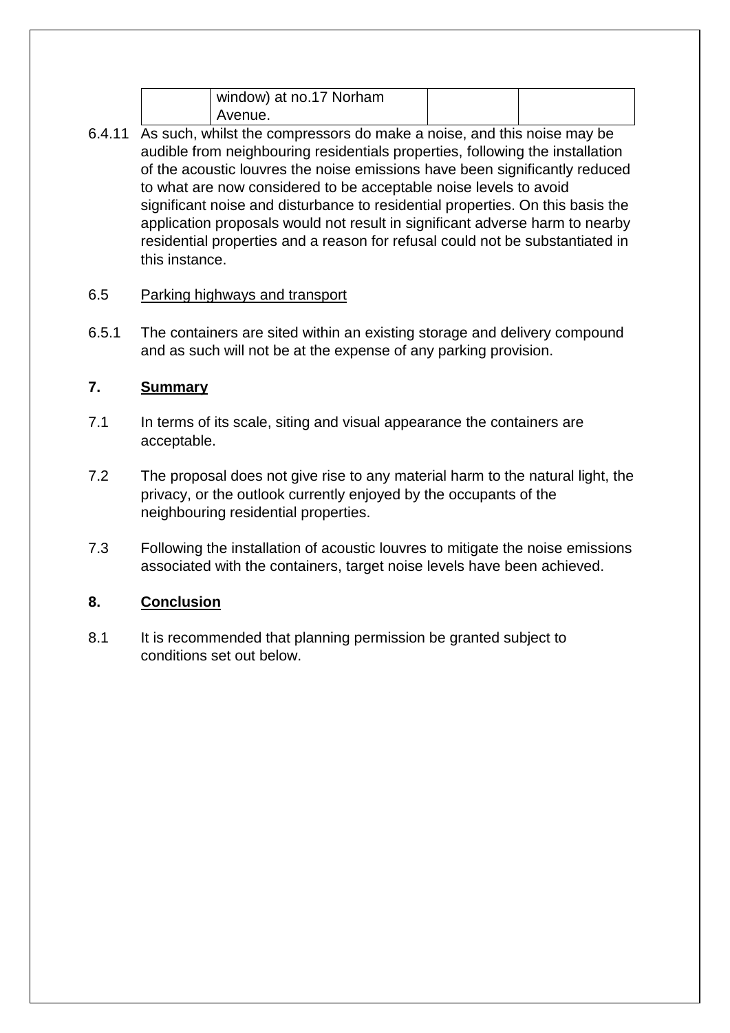|  | window) at no.17 Norham Avenue. |  |  |
| --- | --- | --- | --- |

6.4.11 As such, whilst the compressors do make a noise, and this noise may be audible from neighbouring residentials properties, following the installation of the acoustic louvres the noise emissions have been significantly reduced to what are now considered to be acceptable noise levels to avoid significant noise and disturbance to residential properties. On this basis the application proposals would not result in significant adverse harm to nearby residential properties and a reason for refusal could not be substantiated in this instance.

6.5 Parking highways and transport

6.5.1 The containers are sited within an existing storage and delivery compound and as such will not be at the expense of any parking provision.

## 7. Summary

7.1 In terms of its scale, siting and visual appearance the containers are acceptable.

7.2 The proposal does not give rise to any material harm to the natural light, the privacy, or the outlook currently enjoyed by the occupants of the neighbouring residential properties.

7.3 Following the installation of acoustic louvres to mitigate the noise emissions associated with the containers, target noise levels have been achieved.

## 8. Conclusion

8.1 It is recommended that planning permission be granted subject to conditions set out below.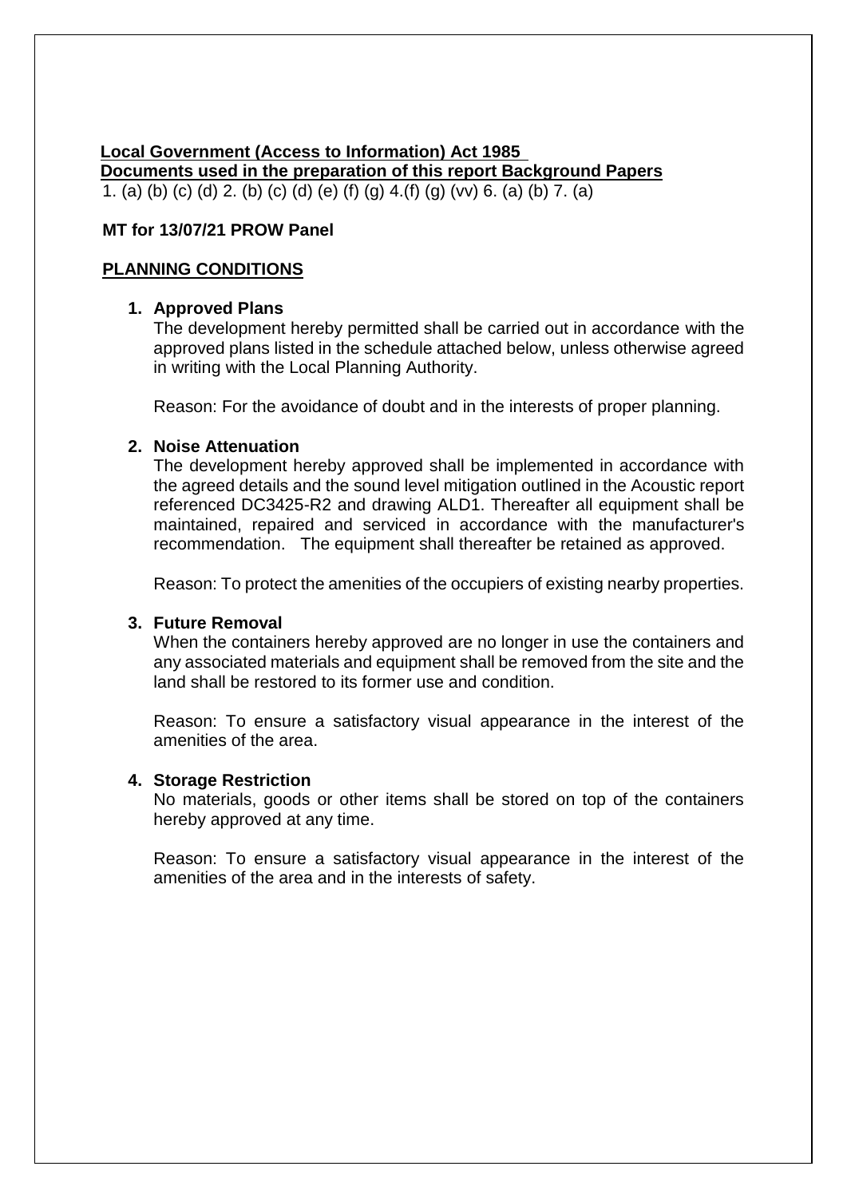**Local Government (Access to Information) Act 1985**
**Documents used in the preparation of this report Background Papers**
1. (a) (b) (c) (d) 2. (b) (c) (d) (e) (f) (g) 4.(f) (g) (vv) 6. (a) (b) 7. (a)

**MT for 13/07/21 PROW Panel**

**PLANNING CONDITIONS**

1. **Approved Plans**
   The development hereby permitted shall be carried out in accordance with the approved plans listed in the schedule attached below, unless otherwise agreed in writing with the Local Planning Authority.

   Reason: For the avoidance of doubt and in the interests of proper planning.

2. **Noise Attenuation**
   The development hereby approved shall be implemented in accordance with the agreed details and the sound level mitigation outlined in the Acoustic report referenced DC3425-R2 and drawing ALD1. Thereafter all equipment shall be maintained, repaired and serviced in accordance with the manufacturer's recommendation. The equipment shall thereafter be retained as approved.

   Reason: To protect the amenities of the occupiers of existing nearby properties.

3. **Future Removal**
   When the containers hereby approved are no longer in use the containers and any associated materials and equipment shall be removed from the site and the land shall be restored to its former use and condition.

   Reason: To ensure a satisfactory visual appearance in the interest of the amenities of the area.

4. **Storage Restriction**
   No materials, goods or other items shall be stored on top of the containers hereby approved at any time.

   Reason: To ensure a satisfactory visual appearance in the interest of the amenities of the area and in the interests of safety.